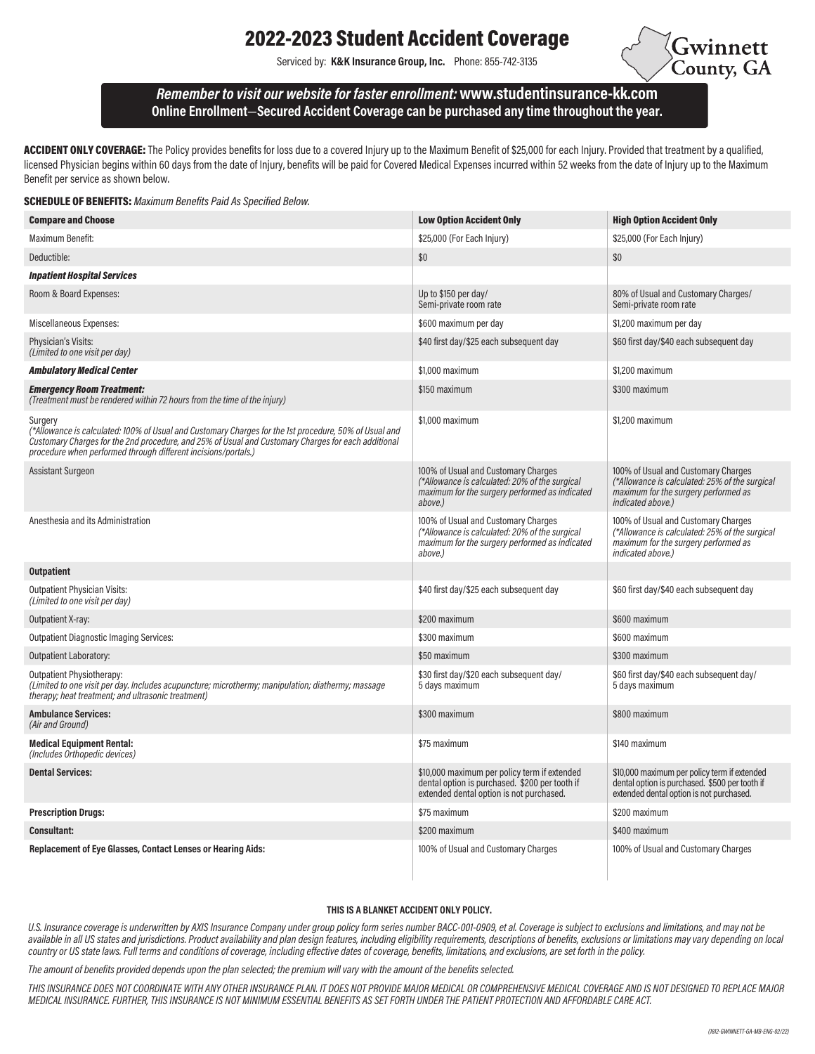# 2022-2023 Student Accident Coverage

Serviced by: **K&K Insurance Group, Inc.** Phone: 855-742-3135

Gwinnett County, GA

***Remember to visit our website for faster enrollment:* www.studentinsurance-kk.com**
**Online Enrollment—Secured Accident Coverage can be purchased any time throughout the year.**

**ACCIDENT ONLY COVERAGE:** The Policy provides benefits for loss due to a covered Injury up to the Maximum Benefit of $25,000 for each Injury. Provided that treatment by a qualified, licensed Physician begins within 60 days from the date of Injury, benefits will be paid for Covered Medical Expenses incurred within 52 weeks from the date of Injury up to the Maximum Benefit per service as shown below.

**SCHEDULE OF BENEFITS:** *Maximum Benefits Paid As Specified Below.*

| Compare and Choose | Low Option Accident Only | High Option Accident Only |
|---|---|---|
| Maximum Benefit: | $25,000 (For Each Injury) | $25,000 (For Each Injury) |
| Deductible: | $0 | $0 |
| ***Inpatient Hospital Services*** | | |
| Room & Board Expenses: | Up to $150 per day/ Semi-private room rate | 80% of Usual and Customary Charges/ Semi-private room rate |
| Miscellaneous Expenses: | $600 maximum per day | $1,200 maximum per day |
| Physician's Visits: *(Limited to one visit per day)* | $40 first day/$25 each subsequent day | $60 first day/$40 each subsequent day |
| ***Ambulatory Medical Center*** | $1,000 maximum | $1,200 maximum |
| ***Emergency Room Treatment:*** *(Treatment must be rendered within 72 hours from the time of the injury)* | $150 maximum | $300 maximum |
| Surgery *(\*Allowance is calculated: 100% of Usual and Customary Charges for the 1st procedure, 50% of Usual and Customary Charges for the 2nd procedure, and 25% of Usual and Customary Charges for each additional procedure when performed through different incisions/portals.)* | $1,000 maximum | $1,200 maximum |
| Assistant Surgeon | 100% of Usual and Customary Charges *(\*Allowance is calculated: 20% of the surgical maximum for the surgery performed as indicated above.)* | 100% of Usual and Customary Charges *(\*Allowance is calculated: 25% of the surgical maximum for the surgery performed as indicated above.)* |
| Anesthesia and its Administration | 100% of Usual and Customary Charges *(\*Allowance is calculated: 20% of the surgical maximum for the surgery performed as indicated above.)* | 100% of Usual and Customary Charges *(\*Allowance is calculated: 25% of the surgical maximum for the surgery performed as indicated above.)* |
| **Outpatient** | | |
| Outpatient Physician Visits: *(Limited to one visit per day)* | $40 first day/$25 each subsequent day | $60 first day/$40 each subsequent day |
| Outpatient X-ray: | $200 maximum | $600 maximum |
| Outpatient Diagnostic Imaging Services: | $300 maximum | $600 maximum |
| Outpatient Laboratory: | $50 maximum | $300 maximum |
| Outpatient Physiotherapy: *(Limited to one visit per day. Includes acupuncture; microthermy; manipulation; diathermy; massage therapy; heat treatment; and ultrasonic treatment)* | $30 first day/$20 each subsequent day/ 5 days maximum | $60 first day/$40 each subsequent day/ 5 days maximum |
| **Ambulance Services:** *(Air and Ground)* | $300 maximum | $800 maximum |
| **Medical Equipment Rental:** *(Includes Orthopedic devices)* | $75 maximum | $140 maximum |
| **Dental Services:** | $10,000 maximum per policy term if extended dental option is purchased. $200 per tooth if extended dental option is not purchased. | $10,000 maximum per policy term if extended dental option is purchased. $500 per tooth if extended dental option is not purchased. |
| **Prescription Drugs:** | $75 maximum | $200 maximum |
| **Consultant:** | $200 maximum | $400 maximum |
| **Replacement of Eye Glasses, Contact Lenses or Hearing Aids:** | 100% of Usual and Customary Charges | 100% of Usual and Customary Charges |

**THIS IS A BLANKET ACCIDENT ONLY POLICY.**

*U.S. Insurance coverage is underwritten by AXIS Insurance Company under group policy form series number BACC-001-0909, et al. Coverage is subject to exclusions and limitations, and may not be available in all US states and jurisdictions. Product availability and plan design features, including eligibility requirements, descriptions of benefits, exclusions or limitations may vary depending on local country or US state laws. Full terms and conditions of coverage, including effective dates of coverage, benefits, limitations, and exclusions, are set forth in the policy.*

*The amount of benefits provided depends upon the plan selected; the premium will vary with the amount of the benefits selected.*

*THIS INSURANCE DOES NOT COORDINATE WITH ANY OTHER INSURANCE PLAN. IT DOES NOT PROVIDE MAJOR MEDICAL OR COMPREHENSIVE MEDICAL COVERAGE AND IS NOT DESIGNED TO REPLACE MAJOR MEDICAL INSURANCE. FURTHER, THIS INSURANCE IS NOT MINIMUM ESSENTIAL BENEFITS AS SET FORTH UNDER THE PATIENT PROTECTION AND AFFORDABLE CARE ACT.*

*(1812-GWINNETT-GA-MB-ENG-02/22)*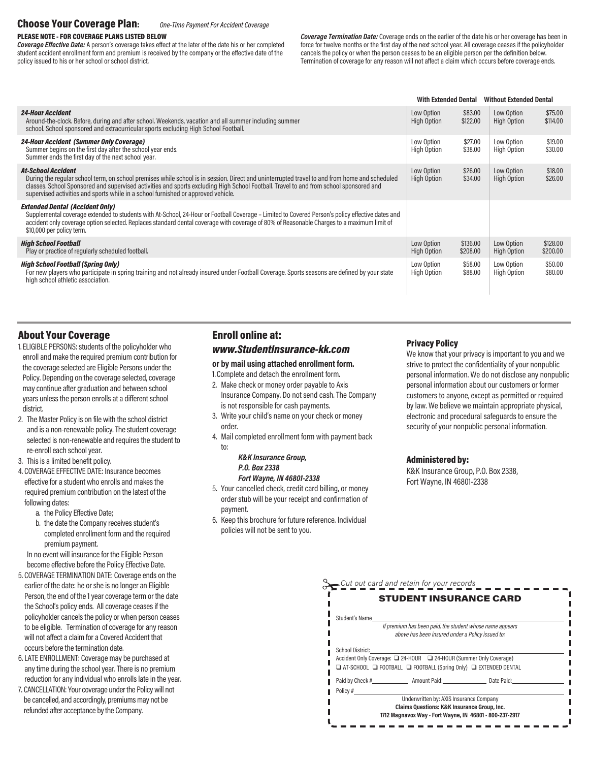## Choose Your Coverage Plan: *One-Time Payment For Accident Coverage*

**PLEASE NOTE - FOR COVERAGE PLANS LISTED BELOW**

***Coverage Effective Date:*** A person's coverage takes effect at the later of the date his or her completed student accident enrollment form and premium is received by the company or the effective date of the policy issued to his or her school or school district.

***Coverage Termination Date:*** Coverage ends on the earlier of the date his or her coverage has been in force for twelve months or the first day of the next school year. All coverage ceases if the policyholder cancels the policy or when the person ceases to be an eligible person per the definition below. Termination of coverage for any reason will not affect a claim which occurs before coverage ends.

| Coverage | With Extended Dental | | Without Extended Dental | |
|---|---|---|---|---|
| ***24-Hour Accident*** Around-the-clock. Before, during and after school. Weekends, vacation and all summer including summer school. School sponsored and extracurricular sports excluding High School Football. | Low Option<br>High Option | $83.00<br>$122.00 | Low Option<br>High Option | $75.00<br>$114.00 |
| ***24-Hour Accident (Summer Only Coverage)*** Summer begins on the first day after the school year ends. Summer ends the first day of the next school year. | Low Option<br>High Option | $27.00<br>$38.00 | Low Option<br>High Option | $19.00<br>$30.00 |
| ***At-School Accident*** During the regular school term, on school premises while school is in session. Direct and uninterrupted travel to and from home and scheduled classes. School Sponsored and supervised activities and sports excluding High School Football. Travel to and from school sponsored and supervised activities and sports while in a school furnished or approved vehicle. | Low Option<br>High Option | $26.00<br>$34.00 | Low Option<br>High Option | $18.00<br>$26.00 |
| ***Extended Dental (Accident Only)*** Supplemental coverage extended to students with At-School, 24-Hour or Football Coverage – Limited to Covered Person's policy effective dates and accident only coverage option selected. Replaces standard dental coverage with coverage of 80% of Reasonable Charges to a maximum limit of $10,000 per policy term. | | | | |
| ***High School Football*** Play or practice of regularly scheduled football. | Low Option<br>High Option | $136.00<br>$208.00 | Low Option<br>High Option | $128.00<br>$200.00 |
| ***High School Football (Spring Only)*** For new players who participate in spring training and not already insured under Football Coverage. Sports seasons are defined by your state high school athletic association. | Low Option<br>High Option | $58.00<br>$88.00 | Low Option<br>High Option | $50.00<br>$80.00 |

## About Your Coverage

1. ELIGIBLE PERSONS: students of the policyholder who enroll and make the required premium contribution for the coverage selected are Eligible Persons under the Policy. Depending on the coverage selected, coverage may continue after graduation and between school years unless the person enrolls at a different school district.
2. The Master Policy is on file with the school district and is a non-renewable policy. The student coverage selected is non-renewable and requires the student to re-enroll each school year.
3. This is a limited benefit policy.
4. COVERAGE EFFECTIVE DATE: Insurance becomes effective for a student who enrolls and makes the required premium contribution on the latest of the following dates:
   a. the Policy Effective Date;
   b. the date the Company receives student's completed enrollment form and the required premium payment.

   In no event will insurance for the Eligible Person become effective before the Policy Effective Date.
5. COVERAGE TERMINATION DATE: Coverage ends on the earlier of the date: he or she is no longer an Eligible Person, the end of the 1 year coverage term or the date the School's policy ends. All coverage ceases if the policyholder cancels the policy or when person ceases to be eligible. Termination of coverage for any reason will not affect a claim for a Covered Accident that occurs before the termination date.
6. LATE ENROLLMENT: Coverage may be purchased at any time during the school year. There is no premium reduction for any individual who enrolls late in the year.
7. CANCELLATION: Your coverage under the Policy will not be cancelled, and accordingly, premiums may not be refunded after acceptance by the Company.

## Enroll online at:

### *www.StudentInsurance-kk.com*

**or by mail using attached enrollment form.**

1. Complete and detach the enrollment form.
2. Make check or money order payable to Axis Insurance Company. Do not send cash. The Company is not responsible for cash payments.
3. Write your child's name on your check or money order.
4. Mail completed enrollment form with payment back to:

   ***K&K Insurance Group,***
   ***P.O. Box 2338***
   ***Fort Wayne, IN 46801-2338***
5. Your cancelled check, credit card billing, or money order stub will be your receipt and confirmation of payment.
6. Keep this brochure for future reference. Individual policies will not be sent to you.

## Privacy Policy

We know that your privacy is important to you and we strive to protect the confidentiality of your nonpublic personal information. We do not disclose any nonpublic personal information about our customers or former customers to anyone, except as permitted or required by law. We believe we maintain appropriate physical, electronic and procedural safeguards to ensure the security of your nonpublic personal information.

## Administered by:

K&K Insurance Group, P.O. Box 2338, Fort Wayne, IN 46801-2338

*Cut out card and retain for your records*

**STUDENT INSURANCE CARD**

Student's Name\_\_\_\_\_\_\_\_\_\_\_\_\_\_\_\_\_\_\_\_

*If premium has been paid, the student whose name appears above has been insured under a Policy issued to:*

School District:\_\_\_\_\_\_\_\_\_\_\_\_\_\_\_\_\_\_\_\_

Accident Only Coverage: ❑ 24-HOUR ❑ 24-HOUR (Summer Only Coverage)

❑ AT-SCHOOL ❑ FOOTBALL ❑ FOOTBALL (Spring Only) ❑ EXTENDED DENTAL

Paid by Check #\_\_\_\_\_\_\_\_ Amount Paid:\_\_\_\_\_\_\_\_ Date Paid:\_\_\_\_\_\_\_\_

Policy #\_\_\_\_\_\_\_\_\_\_\_\_\_\_\_\_\_\_\_\_

Underwritten by: AXIS Insurance Company

**Claims Questions: K&K Insurance Group, Inc.**

**1712 Magnavox Way • Fort Wayne, IN 46801 • 800-237-2917**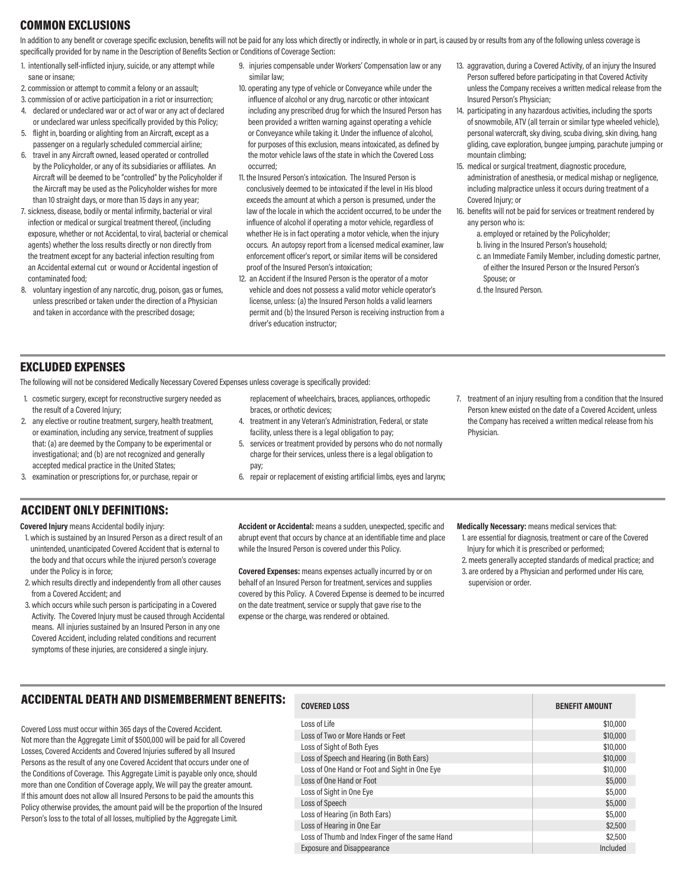## COMMON EXCLUSIONS

In addition to any benefit or coverage specific exclusion, benefits will not be paid for any loss which directly or indirectly, in whole or in part, is caused by or results from any of the following unless coverage is specifically provided for by name in the Description of Benefits Section or Conditions of Coverage Section:

1. intentionally self-inflicted injury, suicide, or any attempt while sane or insane;
2. commission or attempt to commit a felony or an assault;
3. commission of or active participation in a riot or insurrection;
4. declared or undeclared war or act of war or any act of declared or undeclared war unless specifically provided by this Policy;
5. flight in, boarding or alighting from an Aircraft, except as a passenger on a regularly scheduled commercial airline;
6. travel in any Aircraft owned, leased operated or controlled by the Policyholder, or any of its subsidiaries or affiliates. An Aircraft will be deemed to be "controlled" by the Policyholder if the Aircraft may be used as the Policyholder wishes for more than 10 straight days, or more than 15 days in any year;
7. sickness, disease, bodily or mental infirmity, bacterial or viral infection or medical or surgical treatment thereof, (including exposure, whether or not Accidental, to viral, bacterial or chemical agents) whether the loss results directly or non directly from the treatment except for any bacterial infection resulting from an Accidental external cut or wound or Accidental ingestion of contaminated food;
8. voluntary ingestion of any narcotic, drug, poison, gas or fumes, unless prescribed or taken under the direction of a Physician and taken in accordance with the prescribed dosage;
9. injuries compensable under Workers' Compensation law or any similar law;
10. operating any type of vehicle or Conveyance while under the influence of alcohol or any drug, narcotic or other intoxicant including any prescribed drug for which the Insured Person has been provided a written warning against operating a vehicle or Conveyance while taking it. Under the influence of alcohol, for purposes of this exclusion, means intoxicated, as defined by the motor vehicle laws of the state in which the Covered Loss occurred;
11. the Insured Person's intoxication. The Insured Person is conclusively deemed to be intoxicated if the level in His blood exceeds the amount at which a person is presumed, under the law of the locale in which the accident occurred, to be under the influence of alcohol if operating a motor vehicle, regardless of whether He is in fact operating a motor vehicle, when the injury occurs. An autopsy report from a licensed medical examiner, law enforcement officer's report, or similar items will be considered proof of the Insured Person's intoxication;
12. an Accident if the Insured Person is the operator of a motor vehicle and does not possess a valid motor vehicle operator's license, unless: (a) the Insured Person holds a valid learners permit and (b) the Insured Person is receiving instruction from a driver's education instructor;
13. aggravation, during a Covered Activity, of an injury the Insured Person suffered before participating in that Covered Activity unless the Company receives a written medical release from the Insured Person's Physician;
14. participating in any hazardous activities, including the sports of snowmobile, ATV (all terrain or similar type wheeled vehicle), personal watercraft, sky diving, scuba diving, skin diving, hang gliding, cave exploration, bungee jumping, parachute jumping or mountain climbing;
15. medical or surgical treatment, diagnostic procedure, administration of anesthesia, or medical mishap or negligence, including malpractice unless it occurs during treatment of a Covered Injury; or
16. benefits will not be paid for services or treatment rendered by any person who is:
    a. employed or retained by the Policyholder;
    b. living in the Insured Person's household;
    c. an Immediate Family Member, including domestic partner, of either the Insured Person or the Insured Person's Spouse; or
    d. the Insured Person.

## EXCLUDED EXPENSES

The following will not be considered Medically Necessary Covered Expenses unless coverage is specifically provided:

1. cosmetic surgery, except for reconstructive surgery needed as the result of a Covered Injury;
2. any elective or routine treatment, surgery, health treatment, or examination, including any service, treatment of supplies that: (a) are deemed by the Company to be experimental or investigational; and (b) are not recognized and generally accepted medical practice in the United States;
3. examination or prescriptions for, or purchase, repair or replacement of wheelchairs, braces, appliances, orthopedic braces, or orthotic devices;
4. treatment in any Veteran's Administration, Federal, or state facility, unless there is a legal obligation to pay;
5. services or treatment provided by persons who do not normally charge for their services, unless there is a legal obligation to pay;
6. repair or replacement of existing artificial limbs, eyes and larynx;
7. treatment of an injury resulting from a condition that the Insured Person knew existed on the date of a Covered Accident, unless the Company has received a written medical release from his Physician.

## ACCIDENT ONLY DEFINITIONS:

**Covered Injury** means Accidental bodily injury:

1. which is sustained by an Insured Person as a direct result of an unintended, unanticipated Covered Accident that is external to the body and that occurs while the injured person's coverage under the Policy is in force;
2. which results directly and independently from all other causes from a Covered Accident; and
3. which occurs while such person is participating in a Covered Activity. The Covered Injury must be caused through Accidental means. All injuries sustained by an Insured Person in any one Covered Accident, including related conditions and recurrent symptoms of these injuries, are considered a single injury.

**Accident or Accidental:** means a sudden, unexpected, specific and abrupt event that occurs by chance at an identifiable time and place while the Insured Person is covered under this Policy.

**Covered Expenses:** means expenses actually incurred by or on behalf of an Insured Person for treatment, services and supplies covered by this Policy. A Covered Expense is deemed to be incurred on the date treatment, service or supply that gave rise to the expense or the charge, was rendered or obtained.

**Medically Necessary:** means medical services that:

1. are essential for diagnosis, treatment or care of the Covered Injury for which it is prescribed or performed;
2. meets generally accepted standards of medical practice; and
3. are ordered by a Physician and performed under His care, supervision or order.

## ACCIDENTAL DEATH AND DISMEMBERMENT BENEFITS:

Covered Loss must occur within 365 days of the Covered Accident. Not more than the Aggregate Limit of $500,000 will be paid for all Covered Losses, Covered Accidents and Covered Injuries suffered by all Insured Persons as the result of any one Covered Accident that occurs under one of the Conditions of Coverage. This Aggregate Limit is payable only once, should more than one Condition of Coverage apply, We will pay the greater amount. If this amount does not allow all Insured Persons to be paid the amounts this Policy otherwise provides, the amount paid will be the proportion of the Insured Person's loss to the total of all losses, multiplied by the Aggregate Limit.

| COVERED LOSS | BENEFIT AMOUNT |
|---|---|
| Loss of Life | $10,000 |
| Loss of Two or More Hands or Feet | $10,000 |
| Loss of Sight of Both Eyes | $10,000 |
| Loss of Speech and Hearing (in Both Ears) | $10,000 |
| Loss of One Hand or Foot and Sight in One Eye | $10,000 |
| Loss of One Hand or Foot | $5,000 |
| Loss of Sight in One Eye | $5,000 |
| Loss of Speech | $5,000 |
| Loss of Hearing (in Both Ears) | $5,000 |
| Loss of Hearing in One Ear | $2,500 |
| Loss of Thumb and Index Finger of the same Hand | $2,500 |
| Exposure and Disappearance | Included |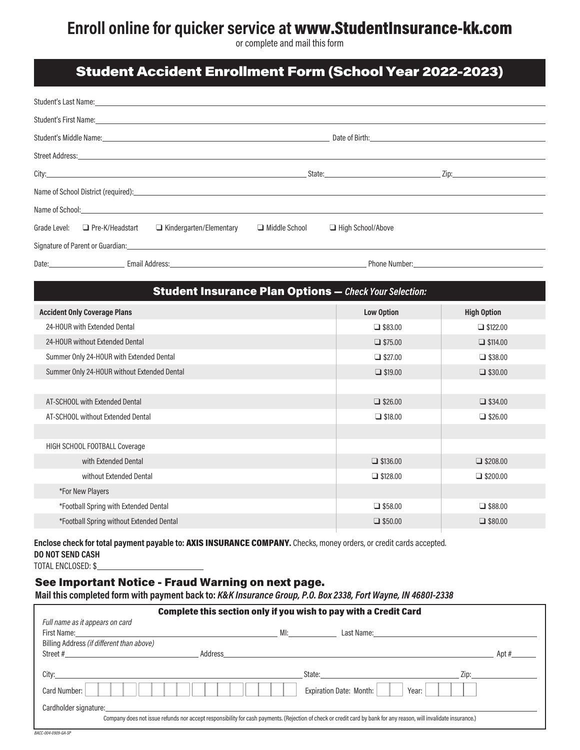# Enroll online for quicker service at www.StudentInsurance-kk.com

or complete and mail this form

## Student Accident Enrollment Form (School Year 2022-2023)

Student's Last Name: ____________________

Student's First Name: ____________________

Student's Middle Name: ____________________ Date of Birth: ____________________

Street Address: ____________________

City: ____________________ State: ____________________ Zip: ____________________

Name of School District (required): ____________________

Name of School: ____________________

Grade Level: ❑ Pre-K/Headstart ❑ Kindergarten/Elementary ❑ Middle School ❑ High School/Above

Signature of Parent or Guardian: ____________________

Date: ____________________ Email Address: ____________________ Phone Number: ____________________

## Student Insurance Plan Options — *Check Your Selection:*

| Accident Only Coverage Plans | Low Option | High Option |
|---|---|---|
| 24-HOUR with Extended Dental | ❑ $83.00 | ❑ $122.00 |
| 24-HOUR without Extended Dental | ❑ $75.00 | ❑ $114.00 |
| Summer Only 24-HOUR with Extended Dental | ❑ $27.00 | ❑ $38.00 |
| Summer Only 24-HOUR without Extended Dental | ❑ $19.00 | ❑ $30.00 |
| | | |
| AT-SCHOOL with Extended Dental | ❑ $26.00 | ❑ $34.00 |
| AT-SCHOOL without Extended Dental | ❑ $18.00 | ❑ $26.00 |
| | | |
| HIGH SCHOOL FOOTBALL Coverage | | |
| with Extended Dental | ❑ $136.00 | ❑ $208.00 |
| without Extended Dental | ❑ $128.00 | ❑ $200.00 |
| *For New Players | | |
| *Football Spring with Extended Dental | ❑ $58.00 | ❑ $88.00 |
| *Football Spring without Extended Dental | ❑ $50.00 | ❑ $80.00 |

**Enclose check for total payment payable to: AXIS INSURANCE COMPANY.** Checks, money orders, or credit cards accepted.

**DO NOT SEND CASH**

TOTAL ENCLOSED: $____________________

### See Important Notice - Fraud Warning on next page.

**Mail this completed form with payment back to:** ***K&K Insurance Group, P.O. Box 2338, Fort Wayne, IN 46801-2338***

### Complete this section only if you wish to pay with a Credit Card

*Full name as it appears on card*

First Name: ____________________ MI: ________ Last Name: ____________________

Billing Address *(if different than above)*

Street # ____________ Address ____________________ Apt # ________

City: ____________________ State: ____________________ Zip: ____________

Card Number: ____________________ Expiration Date: Month: ______ Year: ________

Cardholder signature: ____________________

Company does not issue refunds nor accept responsibility for cash payments. (Rejection of check or credit card by bank for any reason, will invalidate insurance.)

BACC-004-0909-GA-SP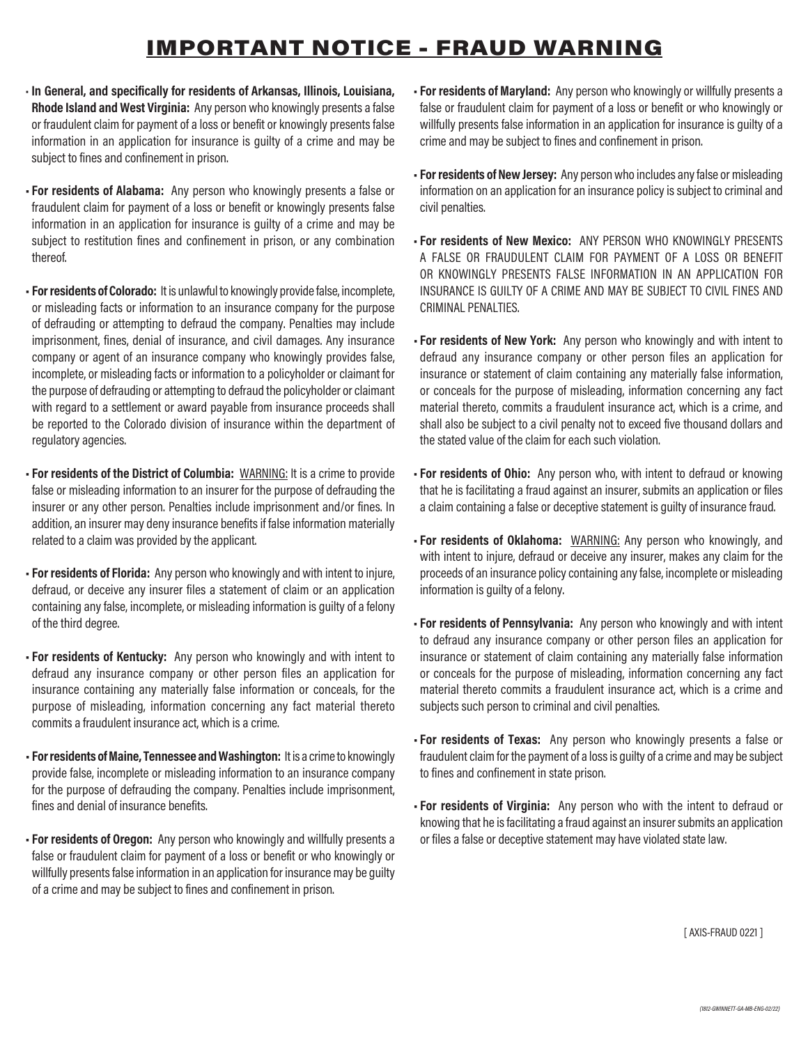# IMPORTANT NOTICE - FRAUD WARNING

- **In General, and specifically for residents of Arkansas, Illinois, Louisiana, Rhode Island and West Virginia:** Any person who knowingly presents a false or fraudulent claim for payment of a loss or benefit or knowingly presents false information in an application for insurance is guilty of a crime and may be subject to fines and confinement in prison.
- **For residents of Alabama:** Any person who knowingly presents a false or fraudulent claim for payment of a loss or benefit or knowingly presents false information in an application for insurance is guilty of a crime and may be subject to restitution fines and confinement in prison, or any combination thereof.
- **For residents of Colorado:** It is unlawful to knowingly provide false, incomplete, or misleading facts or information to an insurance company for the purpose of defrauding or attempting to defraud the company. Penalties may include imprisonment, fines, denial of insurance, and civil damages. Any insurance company or agent of an insurance company who knowingly provides false, incomplete, or misleading facts or information to a policyholder or claimant for the purpose of defrauding or attempting to defraud the policyholder or claimant with regard to a settlement or award payable from insurance proceeds shall be reported to the Colorado division of insurance within the department of regulatory agencies.
- **For residents of the District of Columbia:** WARNING: It is a crime to provide false or misleading information to an insurer for the purpose of defrauding the insurer or any other person. Penalties include imprisonment and/or fines. In addition, an insurer may deny insurance benefits if false information materially related to a claim was provided by the applicant.
- **For residents of Florida:** Any person who knowingly and with intent to injure, defraud, or deceive any insurer files a statement of claim or an application containing any false, incomplete, or misleading information is guilty of a felony of the third degree.
- **For residents of Kentucky:** Any person who knowingly and with intent to defraud any insurance company or other person files an application for insurance containing any materially false information or conceals, for the purpose of misleading, information concerning any fact material thereto commits a fraudulent insurance act, which is a crime.
- **For residents of Maine, Tennessee and Washington:** It is a crime to knowingly provide false, incomplete or misleading information to an insurance company for the purpose of defrauding the company. Penalties include imprisonment, fines and denial of insurance benefits.
- **For residents of Oregon:** Any person who knowingly and willfully presents a false or fraudulent claim for payment of a loss or benefit or who knowingly or willfully presents false information in an application for insurance may be guilty of a crime and may be subject to fines and confinement in prison.
- **For residents of Maryland:** Any person who knowingly or willfully presents a false or fraudulent claim for payment of a loss or benefit or who knowingly or willfully presents false information in an application for insurance is guilty of a crime and may be subject to fines and confinement in prison.
- **For residents of New Jersey:** Any person who includes any false or misleading information on an application for an insurance policy is subject to criminal and civil penalties.
- **For residents of New Mexico:** ANY PERSON WHO KNOWINGLY PRESENTS A FALSE OR FRAUDULENT CLAIM FOR PAYMENT OF A LOSS OR BENEFIT OR KNOWINGLY PRESENTS FALSE INFORMATION IN AN APPLICATION FOR INSURANCE IS GUILTY OF A CRIME AND MAY BE SUBJECT TO CIVIL FINES AND CRIMINAL PENALTIES.
- **For residents of New York:** Any person who knowingly and with intent to defraud any insurance company or other person files an application for insurance or statement of claim containing any materially false information, or conceals for the purpose of misleading, information concerning any fact material thereto, commits a fraudulent insurance act, which is a crime, and shall also be subject to a civil penalty not to exceed five thousand dollars and the stated value of the claim for each such violation.
- **For residents of Ohio:** Any person who, with intent to defraud or knowing that he is facilitating a fraud against an insurer, submits an application or files a claim containing a false or deceptive statement is guilty of insurance fraud.
- **For residents of Oklahoma:** WARNING: Any person who knowingly, and with intent to injure, defraud or deceive any insurer, makes any claim for the proceeds of an insurance policy containing any false, incomplete or misleading information is guilty of a felony.
- **For residents of Pennsylvania:** Any person who knowingly and with intent to defraud any insurance company or other person files an application for insurance or statement of claim containing any materially false information or conceals for the purpose of misleading, information concerning any fact material thereto commits a fraudulent insurance act, which is a crime and subjects such person to criminal and civil penalties.
- **For residents of Texas:** Any person who knowingly presents a false or fraudulent claim for the payment of a loss is guilty of a crime and may be subject to fines and confinement in state prison.
- **For residents of Virginia:** Any person who with the intent to defraud or knowing that he is facilitating a fraud against an insurer submits an application or files a false or deceptive statement may have violated state law.

[ AXIS-FRAUD 0221 ]

*(1812-GWINNETT-GA-MB-ENG-02/22)*